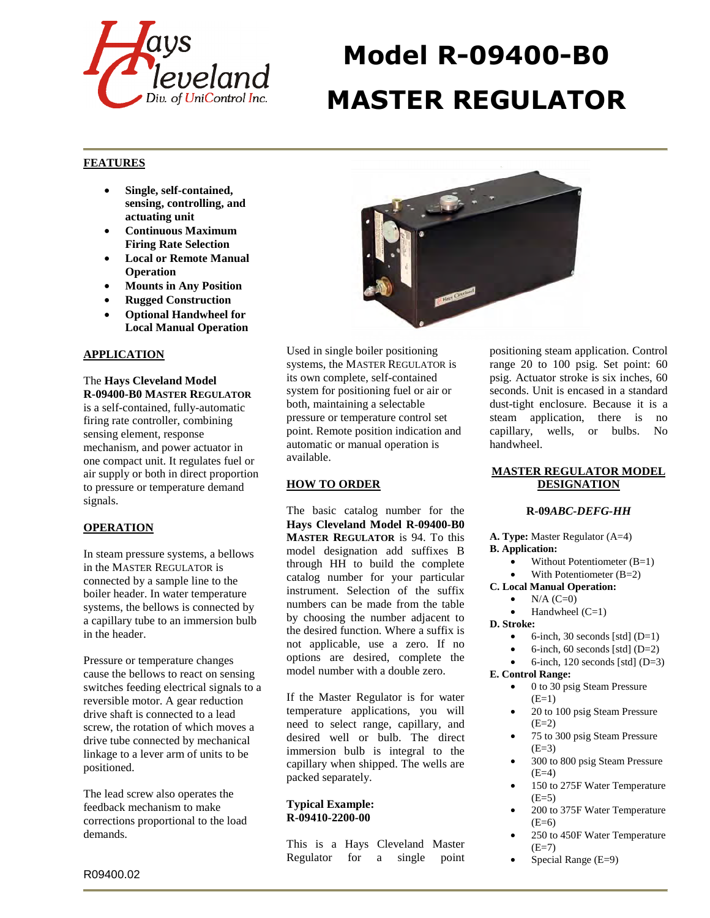# Model R-09400-B0 MASTER REGULATOR

Hays Cleveland — Div. of UniControl Inc.

## FEATURES

- **Single, self-contained, sensing, controlling, and actuating unit**
- **Continuous Maximum Firing Rate Selection**
- **Local or Remote Manual Operation**
- **Mounts in Any Position**
- **Rugged Construction**
- **Optional Handwheel for Local Manual Operation**

## APPLICATION

The **Hays Cleveland Model R-09400-B0 MASTER REGULATOR** is a self-contained, fully-automatic firing rate controller, combining sensing element, response mechanism, and power actuator in one compact unit. It regulates fuel or air supply or both in direct proportion to pressure or temperature demand signals.

## OPERATION

In steam pressure systems, a bellows in the MASTER REGULATOR is connected by a sample line to the boiler header. In water temperature systems, the bellows is connected by a capillary tube to an immersion bulb in the header.

Pressure or temperature changes cause the bellows to react on sensing switches feeding electrical signals to a reversible motor. A gear reduction drive shaft is connected to a lead screw, the rotation of which moves a drive tube connected by mechanical linkage to a lever arm of units to be positioned.

The lead screw also operates the feedback mechanism to make corrections proportional to the load demands.

Used in single boiler positioning systems, the MASTER REGULATOR is its own complete, self-contained system for positioning fuel or air or both, maintaining a selectable pressure or temperature control set point. Remote position indication and automatic or manual operation is available.

## HOW TO ORDER

The basic catalog number for the **Hays Cleveland Model R-09400-B0 MASTER REGULATOR** is 94. To this model designation add suffixes B through HH to build the complete catalog number for your particular instrument. Selection of the suffix numbers can be made from the table by choosing the number adjacent to the desired function. Where a suffix is not applicable, use a zero. If no options are desired, complete the model number with a double zero.

If the Master Regulator is for water temperature applications, you will need to select range, capillary, and desired well or bulb. The direct immersion bulb is integral to the capillary when shipped. The wells are packed separately.

**Typical Example:**
**R-09410-2200-00**

This is a Hays Cleveland Master Regulator for a single point positioning steam application. Control range 20 to 100 psig. Set point: 60 psig. Actuator stroke is six inches, 60 seconds. Unit is encased in a standard dust-tight enclosure. Because it is a steam application, there is no capillary, wells, or bulbs. No handwheel.

## MASTER REGULATOR MODEL DESIGNATION

**R-09*ABC-DEFG-HH***

**A. Type:** Master Regulator (A=4)

**B. Application:**
- Without Potentiometer (B=1)
- With Potentiometer (B=2)

**C. Local Manual Operation:**
- N/A (C=0)
- Handwheel (C=1)

**D. Stroke:**
- 6-inch, 30 seconds [std] (D=1)
- 6-inch, 60 seconds [std] (D=2)
- 6-inch, 120 seconds [std] (D=3)

**E. Control Range:**
- 0 to 30 psig Steam Pressure (E=1)
- 20 to 100 psig Steam Pressure (E=2)
- 75 to 300 psig Steam Pressure (E=3)
- 300 to 800 psig Steam Pressure (E=4)
- 150 to 275F Water Temperature (E=5)
- 200 to 375F Water Temperature (E=6)
- 250 to 450F Water Temperature (E=7)
- Special Range (E=9)

R09400.02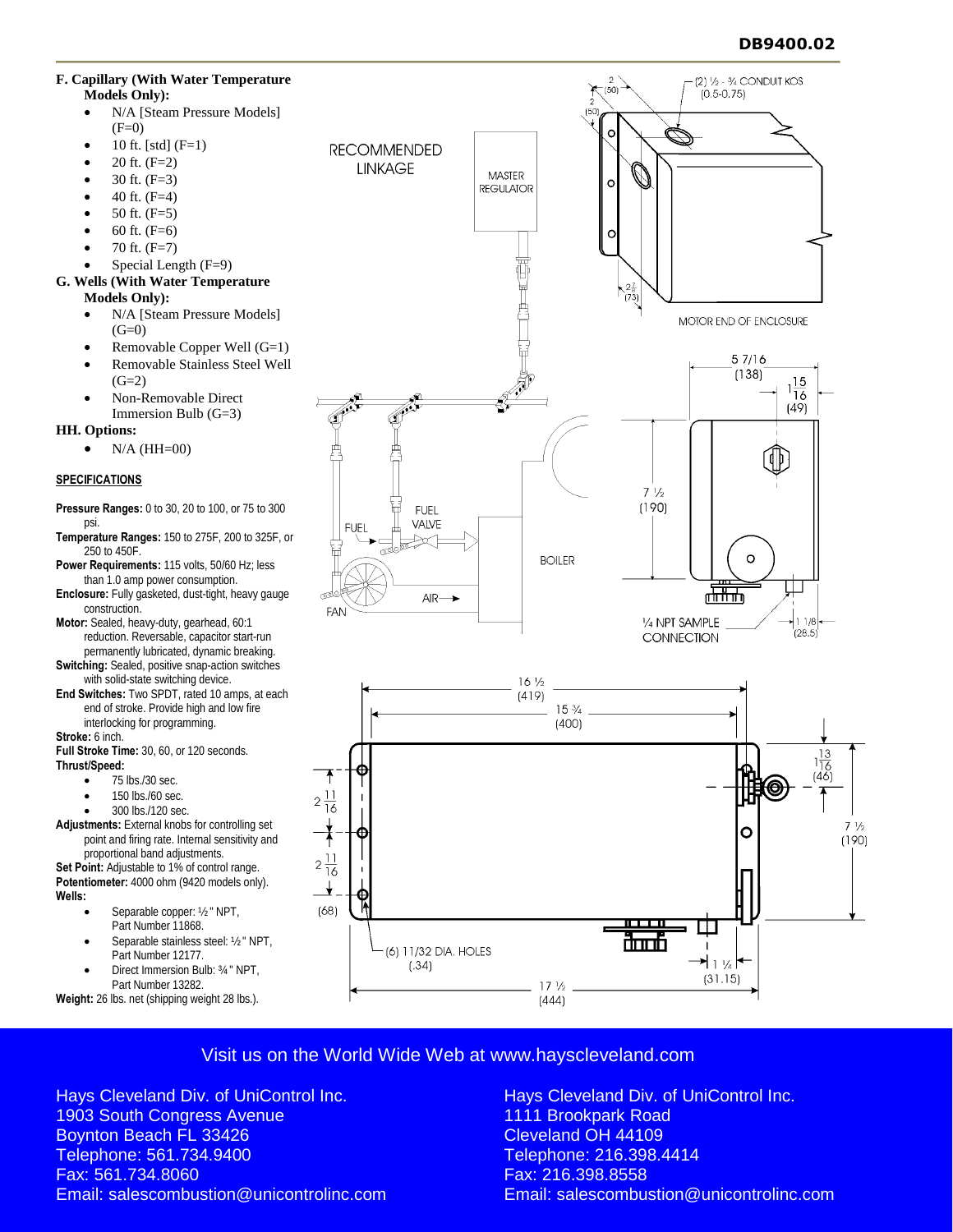**F. Capillary (With Water Temperature Models Only):**

- N/A [Steam Pressure Models] (F=0)
- 10 ft. [std] (F=1)
- 20 ft. (F=2)
- 30 ft. (F=3)
- 40 ft. (F=4)
- 50 ft. (F=5)
- 60 ft. (F=6)
- 70 ft. (F=7)
- Special Length (F=9)

**G. Wells (With Water Temperature Models Only):**

- N/A [Steam Pressure Models] (G=0)
- Removable Copper Well (G=1)
- Removable Stainless Steel Well (G=2)
- Non-Removable Direct Immersion Bulb (G=3)

**HH. Options:**

- N/A (HH=00)

## SPECIFICATIONS

**Pressure Ranges:** 0 to 30, 20 to 100, or 75 to 300 psi.

**Temperature Ranges:** 150 to 275F, 200 to 325F, or 250 to 450F.

**Power Requirements:** 115 volts, 50/60 Hz; less than 1.0 amp power consumption.

**Enclosure:** Fully gasketed, dust-tight, heavy gauge construction.

**Motor:** Sealed, heavy-duty, gearhead, 60:1 reduction. Reversable, capacitor start-run permanently lubricated, dynamic breaking.

**Switching:** Sealed, positive snap-action switches with solid-state switching device.

**End Switches:** Two SPDT, rated 10 amps, at each end of stroke. Provide high and low fire interlocking for programming.

**Stroke:** 6 inch.

**Full Stroke Time:** 30, 60, or 120 seconds.

**Thrust/Speed:**

- 75 lbs./30 sec.
- 150 lbs./60 sec.
- 300 lbs./120 sec.

**Adjustments:** External knobs for controlling set point and firing rate. Internal sensitivity and proportional band adjustments.

**Set Point:** Adjustable to 1% of control range.

**Potentiometer:** 4000 ohm (9420 models only).

**Wells:**

- Separable copper: ½" NPT, Part Number 11868.
- Separable stainless steel: ½" NPT, Part Number 12177.
- Direct Immersion Bulb: ¾" NPT, Part Number 13282.

**Weight:** 26 lbs. net (shipping weight 28 lbs.).

RECOMMENDED LINKAGE
MASTER REGULATOR
FUEL
FUEL VALVE
BOILER
AIR
FAN

(2) ½ - ¾ CONDUIT KOS (0.5-0.75)
2 (50)
2 (50)
2 7/8 (73)
MOTOR END OF ENCLOSURE
5 7/16 (138)
1 15/16 (49)
7 ½ (190)
¼ NPT SAMPLE CONNECTION
1 1/8 (28.5)

16 ½ (419)
15 ¾ (400)
1 13/16 (46)
7 ½ (190)
2 11/16
2 11/16
(68)
(6) 11/32 DIA. HOLES (.34)
1 ¼ (31.15)
17 ½ (444)

Visit us on the World Wide Web at www.hayscleveland.com

Hays Cleveland Div. of UniControl Inc.
1903 South Congress Avenue
Boynton Beach FL 33426
Telephone: 561.734.9400
Fax: 561.734.8060
Email: salescombustion@unicontrolinc.com

Hays Cleveland Div. of UniControl Inc.
1111 Brookpark Road
Cleveland OH 44109
Telephone: 216.398.4414
Fax: 216.398.8558
Email: salescombustion@unicontrolinc.com